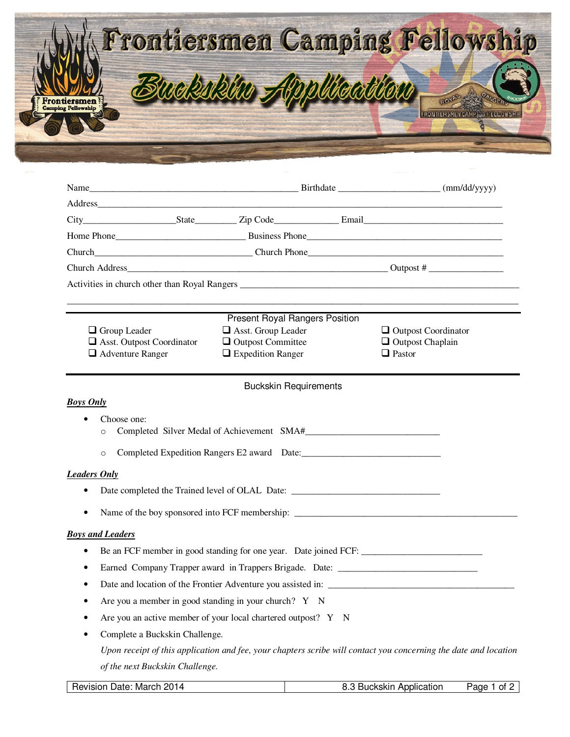# Frontiersmen Camping Fellowship

## Buckskin Application

Name_____________________________________________ Birthdate _____________________ (mm/dd/yyyy)

Address______________________________________________________________________________

City___________________State________ Zip Code_____________ Email____________________________

Home Phone___________________________ Business Phone__________________________________________

Church_________________________________ Church Phone__________________________________________

Church Address_______________________________________________________ Outpost # _______________

Activities in church other than Royal Rangers ______________________________________________________

_______________________________________________________________________________________________

### Present Royal Rangers Position

- ❑ Group Leader
- ❑ Asst. Group Leader
- ❑ Outpost Coordinator
- ❑ Asst. Outpost Coordinator
- ❑ Outpost Committee
- ❑ Outpost Chaplain
- ❑ Adventure Ranger
- ❑ Expedition Ranger
- ❑ Pastor

### Buckskin Requirements

***Boys Only***

- Choose one:
  - Completed Silver Medal of Achievement SMA#____________________________
  - Completed Expedition Rangers E2 award Date:______________________________

***Leaders Only***

- Date completed the Trained level of OLAL Date: ________________________________
- Name of the boy sponsored into FCF membership: ________________________________________________

***Boys and Leaders***

- Be an FCF member in good standing for one year. Date joined FCF: __________________________
- Earned Company Trapper award in Trappers Brigade. Date: ______________________________
- Date and location of the Frontier Adventure you assisted in: __________________________________________
- Are you a member in good standing in your church? Y N
- Are you an active member of your local chartered outpost? Y N
- Complete a Buckskin Challenge.

  *Upon receipt of this application and fee, your chapters scribe will contact you concerning the date and location of the next Buckskin Challenge.*

| Revision Date: March 2014 | 8.3 Buckskin Application |
|---|---|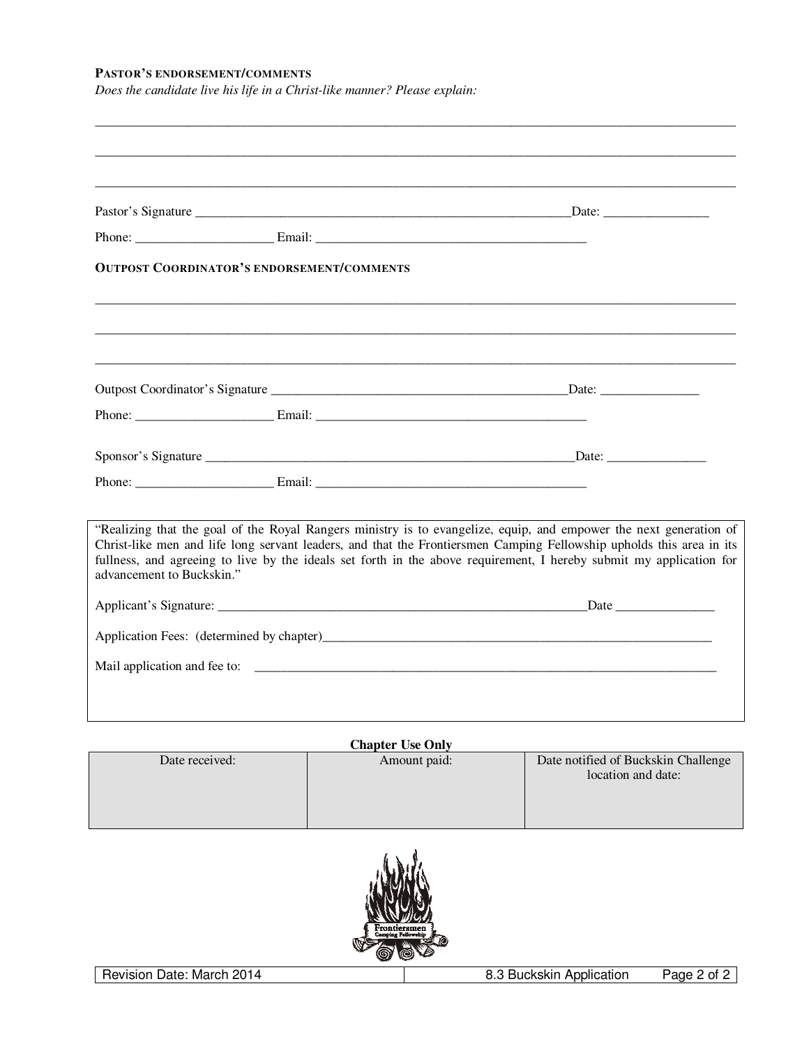**PASTOR'S ENDORSEMENT/COMMENTS**

*Does the candidate live his life in a Christ-like manner? Please explain:*

______________________________________________________________________________

______________________________________________________________________________

______________________________________________________________________________

Pastor's Signature ________________________________________________Date: _____________

Phone: ________________ Email: ________________________________

**OUTPOST COORDINATOR'S ENDORSEMENT/COMMENTS**

______________________________________________________________________________

______________________________________________________________________________

______________________________________________________________________________

Outpost Coordinator's Signature ____________________________________Date: ____________

Phone: ________________ Email: ________________________________

Sponsor's Signature ________________________________________________Date: ____________

Phone: ________________ Email: ________________________________

"Realizing that the goal of the Royal Rangers ministry is to evangelize, equip, and empower the next generation of Christ-like men and life long servant leaders, and that the Frontiersmen Camping Fellowship upholds this area in its fullness, and agreeing to live by the ideals set forth in the above requirement, I hereby submit my application for advancement to Buckskin."

Applicant's Signature: ______________________________________________Date ____________

Application Fees: (determined by chapter)__________________________________________________

Mail application and fee to: ____________________________________________________________

**Chapter Use Only**

| Date received: | Amount paid: | Date notified of Buckskin Challenge location and date: |
|---|---|---|
| | | |

Frontiersmen Camping Fellowship

| Revision Date: March 2014 | 8.3 Buckskin Application |
|---|---|